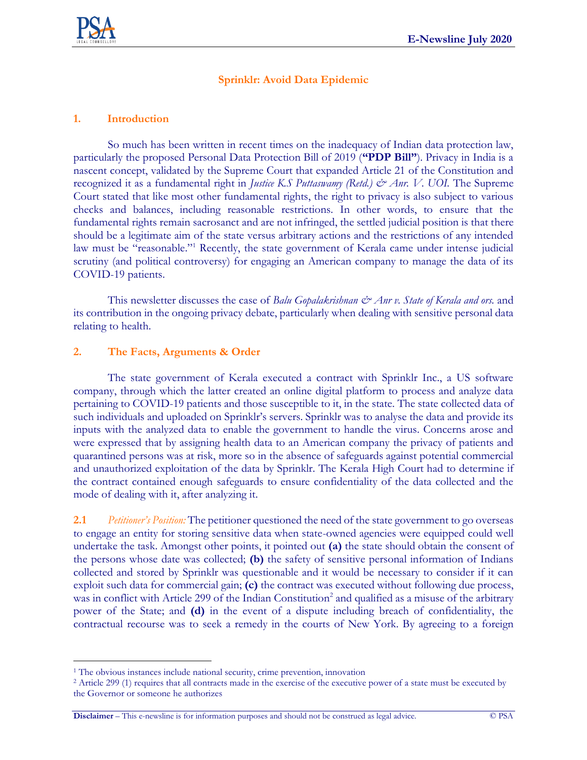# Sprinklr: Avoid Data Epidemic

## 1. Introduction

So much has been written in recent times on the inadequacy of Indian data protection law, particularly the proposed Personal Data Protection Bill of 2019 (**"PDP Bill"**). Privacy in India is a nascent concept, validated by the Supreme Court that expanded Article 21 of the Constitution and recognized it as a fundamental right in *Justice K.S Puttaswamy (Retd.) & Anr. V. UOI*. The Supreme Court stated that like most other fundamental rights, the right to privacy is also subject to various checks and balances, including reasonable restrictions. In other words, to ensure that the fundamental rights remain sacrosanct and are not infringed, the settled judicial position is that there should be a legitimate aim of the state versus arbitrary actions and the restrictions of any intended law must be "reasonable."[1] Recently, the state government of Kerala came under intense judicial scrutiny (and political controversy) for engaging an American company to manage the data of its COVID-19 patients.

This newsletter discusses the case of *Balu Gopalakrishnan & Anr v. State of Kerala and ors.* and its contribution in the ongoing privacy debate, particularly when dealing with sensitive personal data relating to health.

## 2. The Facts, Arguments & Order

The state government of Kerala executed a contract with Sprinklr Inc., a US software company, through which the latter created an online digital platform to process and analyze data pertaining to COVID-19 patients and those susceptible to it, in the state. The state collected data of such individuals and uploaded on Sprinklr's servers. Sprinklr was to analyse the data and provide its inputs with the analyzed data to enable the government to handle the virus. Concerns arose and were expressed that by assigning health data to an American company the privacy of patients and quarantined persons was at risk, more so in the absence of safeguards against potential commercial and unauthorized exploitation of the data by Sprinklr. The Kerala High Court had to determine if the contract contained enough safeguards to ensure confidentiality of the data collected and the mode of dealing with it, after analyzing it.

**2.1** *Petitioner's Position:* The petitioner questioned the need of the state government to go overseas to engage an entity for storing sensitive data when state-owned agencies were equipped could well undertake the task. Amongst other points, it pointed out **(a)** the state should obtain the consent of the persons whose date was collected; **(b)** the safety of sensitive personal information of Indians collected and stored by Sprinklr was questionable and it would be necessary to consider if it can exploit such data for commercial gain; **(c)** the contract was executed without following due process, was in conflict with Article 299 of the Indian Constitution[2] and qualified as a misuse of the arbitrary power of the State; and **(d)** in the event of a dispute including breach of confidentiality, the contractual recourse was to seek a remedy in the courts of New York. By agreeing to a foreign

[1] The obvious instances include national security, crime prevention, innovation

[2] Article 299 (1) requires that all contracts made in the exercise of the executive power of a state must be executed by the Governor or someone he authorizes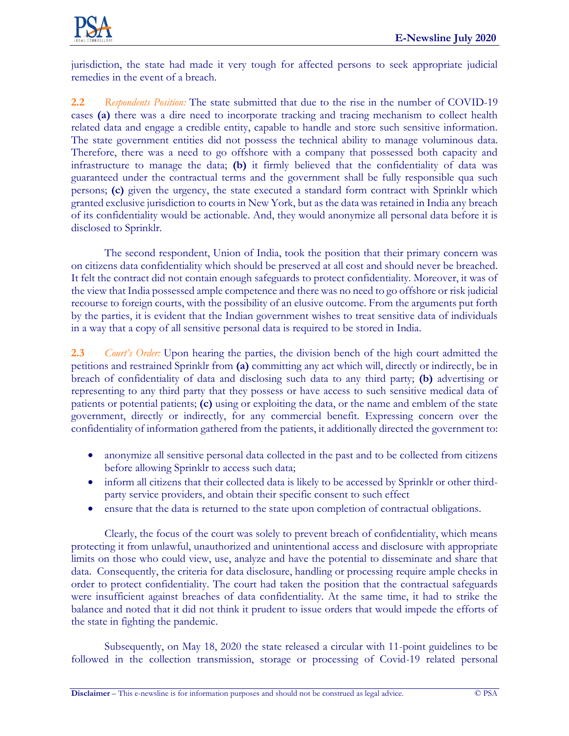jurisdiction, the state had made it very tough for affected persons to seek appropriate judicial remedies in the event of a breach.

**2.2** *Respondents Position:* The state submitted that due to the rise in the number of COVID-19 cases **(a)** there was a dire need to incorporate tracking and tracing mechanism to collect health related data and engage a credible entity, capable to handle and store such sensitive information. The state government entities did not possess the technical ability to manage voluminous data. Therefore, there was a need to go offshore with a company that possessed both capacity and infrastructure to manage the data; **(b)** it firmly believed that the confidentiality of data was guaranteed under the contractual terms and the government shall be fully responsible qua such persons; **(c)** given the urgency, the state executed a standard form contract with Sprinklr which granted exclusive jurisdiction to courts in New York, but as the data was retained in India any breach of its confidentiality would be actionable. And, they would anonymize all personal data before it is disclosed to Sprinklr.

The second respondent, Union of India, took the position that their primary concern was on citizens data confidentiality which should be preserved at all cost and should never be breached. It felt the contract did not contain enough safeguards to protect confidentiality. Moreover, it was of the view that India possessed ample competence and there was no need to go offshore or risk judicial recourse to foreign courts, with the possibility of an elusive outcome. From the arguments put forth by the parties, it is evident that the Indian government wishes to treat sensitive data of individuals in a way that a copy of all sensitive personal data is required to be stored in India.

**2.3** *Court's Order:* Upon hearing the parties, the division bench of the high court admitted the petitions and restrained Sprinklr from **(a)** committing any act which will, directly or indirectly, be in breach of confidentiality of data and disclosing such data to any third party; **(b)** advertising or representing to any third party that they possess or have access to such sensitive medical data of patients or potential patients; **(c)** using or exploiting the data, or the name and emblem of the state government, directly or indirectly, for any commercial benefit. Expressing concern over the confidentiality of information gathered from the patients, it additionally directed the government to:

- anonymize all sensitive personal data collected in the past and to be collected from citizens before allowing Sprinklr to access such data;
- inform all citizens that their collected data is likely to be accessed by Sprinklr or other third-party service providers, and obtain their specific consent to such effect
- ensure that the data is returned to the state upon completion of contractual obligations.

Clearly, the focus of the court was solely to prevent breach of confidentiality, which means protecting it from unlawful, unauthorized and unintentional access and disclosure with appropriate limits on those who could view, use, analyze and have the potential to disseminate and share that data. Consequently, the criteria for data disclosure, handling or processing require ample checks in order to protect confidentiality. The court had taken the position that the contractual safeguards were insufficient against breaches of data confidentiality. At the same time, it had to strike the balance and noted that it did not think it prudent to issue orders that would impede the efforts of the state in fighting the pandemic.

Subsequently, on May 18, 2020 the state released a circular with 11-point guidelines to be followed in the collection transmission, storage or processing of Covid-19 related personal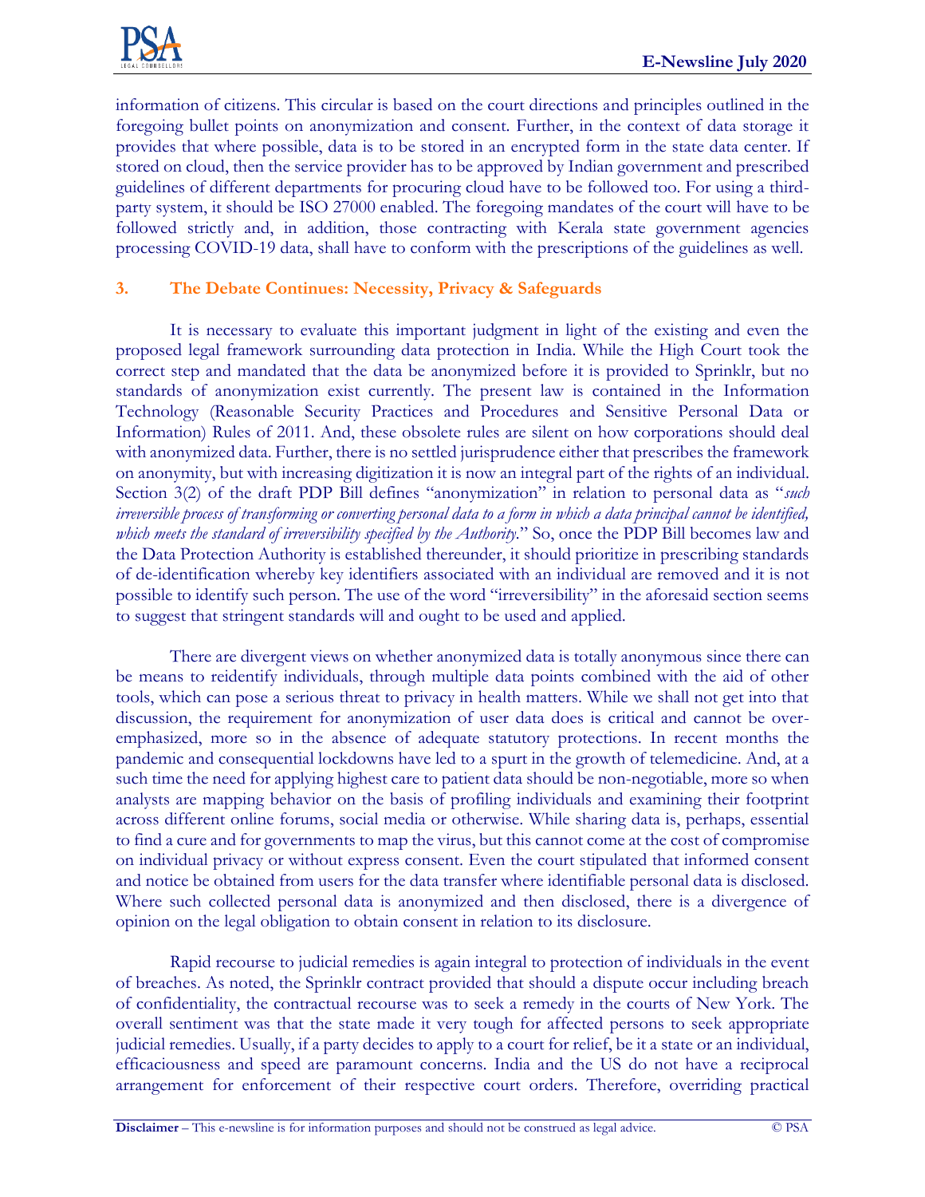information of citizens. This circular is based on the court directions and principles outlined in the foregoing bullet points on anonymization and consent. Further, in the context of data storage it provides that where possible, data is to be stored in an encrypted form in the state data center. If stored on cloud, then the service provider has to be approved by Indian government and prescribed guidelines of different departments for procuring cloud have to be followed too. For using a third-party system, it should be ISO 27000 enabled. The foregoing mandates of the court will have to be followed strictly and, in addition, those contracting with Kerala state government agencies processing COVID-19 data, shall have to conform with the prescriptions of the guidelines as well.

## 3. The Debate Continues: Necessity, Privacy & Safeguards

It is necessary to evaluate this important judgment in light of the existing and even the proposed legal framework surrounding data protection in India. While the High Court took the correct step and mandated that the data be anonymized before it is provided to Sprinklr, but no standards of anonymization exist currently. The present law is contained in the Information Technology (Reasonable Security Practices and Procedures and Sensitive Personal Data or Information) Rules of 2011. And, these obsolete rules are silent on how corporations should deal with anonymized data. Further, there is no settled jurisprudence either that prescribes the framework on anonymity, but with increasing digitization it is now an integral part of the rights of an individual. Section 3(2) of the draft PDP Bill defines "anonymization" in relation to personal data as "*such irreversible process of transforming or converting personal data to a form in which a data principal cannot be identified, which meets the standard of irreversibility specified by the Authority.*" So, once the PDP Bill becomes law and the Data Protection Authority is established thereunder, it should prioritize in prescribing standards of de-identification whereby key identifiers associated with an individual are removed and it is not possible to identify such person. The use of the word "irreversibility" in the aforesaid section seems to suggest that stringent standards will and ought to be used and applied.

There are divergent views on whether anonymized data is totally anonymous since there can be means to reidentify individuals, through multiple data points combined with the aid of other tools, which can pose a serious threat to privacy in health matters. While we shall not get into that discussion, the requirement for anonymization of user data does is critical and cannot be over-emphasized, more so in the absence of adequate statutory protections. In recent months the pandemic and consequential lockdowns have led to a spurt in the growth of telemedicine. And, at a such time the need for applying highest care to patient data should be non-negotiable, more so when analysts are mapping behavior on the basis of profiling individuals and examining their footprint across different online forums, social media or otherwise. While sharing data is, perhaps, essential to find a cure and for governments to map the virus, but this cannot come at the cost of compromise on individual privacy or without express consent. Even the court stipulated that informed consent and notice be obtained from users for the data transfer where identifiable personal data is disclosed. Where such collected personal data is anonymized and then disclosed, there is a divergence of opinion on the legal obligation to obtain consent in relation to its disclosure.

Rapid recourse to judicial remedies is again integral to protection of individuals in the event of breaches. As noted, the Sprinklr contract provided that should a dispute occur including breach of confidentiality, the contractual recourse was to seek a remedy in the courts of New York. The overall sentiment was that the state made it very tough for affected persons to seek appropriate judicial remedies. Usually, if a party decides to apply to a court for relief, be it a state or an individual, efficaciousness and speed are paramount concerns. India and the US do not have a reciprocal arrangement for enforcement of their respective court orders. Therefore, overriding practical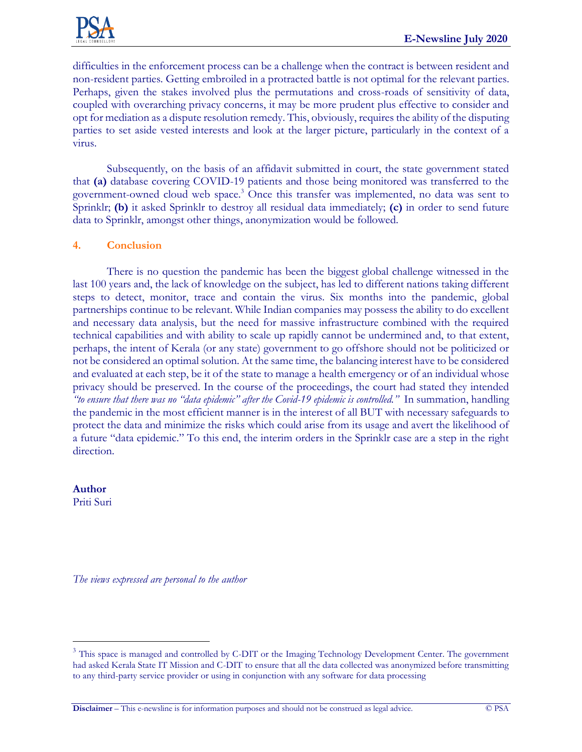difficulties in the enforcement process can be a challenge when the contract is between resident and non-resident parties. Getting embroiled in a protracted battle is not optimal for the relevant parties. Perhaps, given the stakes involved plus the permutations and cross-roads of sensitivity of data, coupled with overarching privacy concerns, it may be more prudent plus effective to consider and opt for mediation as a dispute resolution remedy. This, obviously, requires the ability of the disputing parties to set aside vested interests and look at the larger picture, particularly in the context of a virus.

Subsequently, on the basis of an affidavit submitted in court, the state government stated that **(a)** database covering COVID-19 patients and those being monitored was transferred to the government-owned cloud web space.[3] Once this transfer was implemented, no data was sent to Sprinklr; **(b)** it asked Sprinklr to destroy all residual data immediately; **(c)** in order to send future data to Sprinklr, amongst other things, anonymization would be followed.

## 4. Conclusion

There is no question the pandemic has been the biggest global challenge witnessed in the last 100 years and, the lack of knowledge on the subject, has led to different nations taking different steps to detect, monitor, trace and contain the virus. Six months into the pandemic, global partnerships continue to be relevant. While Indian companies may possess the ability to do excellent and necessary data analysis, but the need for massive infrastructure combined with the required technical capabilities and with ability to scale up rapidly cannot be undermined and, to that extent, perhaps, the intent of Kerala (or any state) government to go offshore should not be politicized or not be considered an optimal solution. At the same time, the balancing interest have to be considered and evaluated at each step, be it of the state to manage a health emergency or of an individual whose privacy should be preserved. In the course of the proceedings, the court had stated they intended *"to ensure that there was no "data epidemic" after the Covid-19 epidemic is controlled."* In summation, handling the pandemic in the most efficient manner is in the interest of all BUT with necessary safeguards to protect the data and minimize the risks which could arise from its usage and avert the likelihood of a future "data epidemic." To this end, the interim orders in the Sprinklr case are a step in the right direction.

**Author**
Priti Suri

*The views expressed are personal to the author*

[3] This space is managed and controlled by C-DIT or the Imaging Technology Development Center. The government had asked Kerala State IT Mission and C-DIT to ensure that all the data collected was anonymized before transmitting to any third-party service provider or using in conjunction with any software for data processing

**Disclaimer** – This e-newsline is for information purposes and should not be construed as legal advice. © PSA